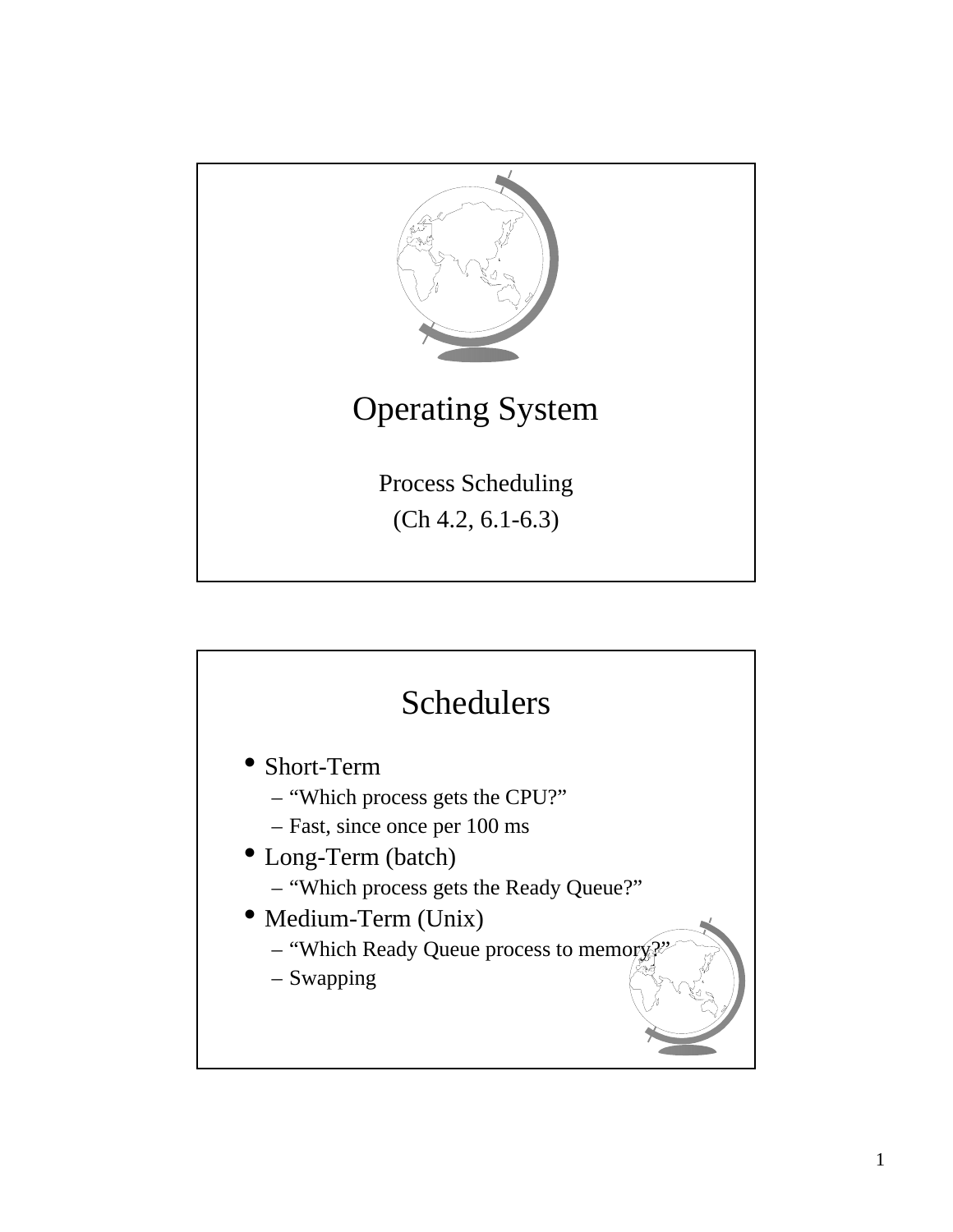# Operating System

Process Scheduling

(Ch 4.2, 6.1-6.3)

## Schedulers

- Short-Term
  - "Which process gets the CPU?"
  - Fast, since once per 100 ms
- Long-Term (batch)
  - "Which process gets the Ready Queue?"
- Medium-Term (Unix)
  - "Which Ready Queue process to memory?"
  - Swapping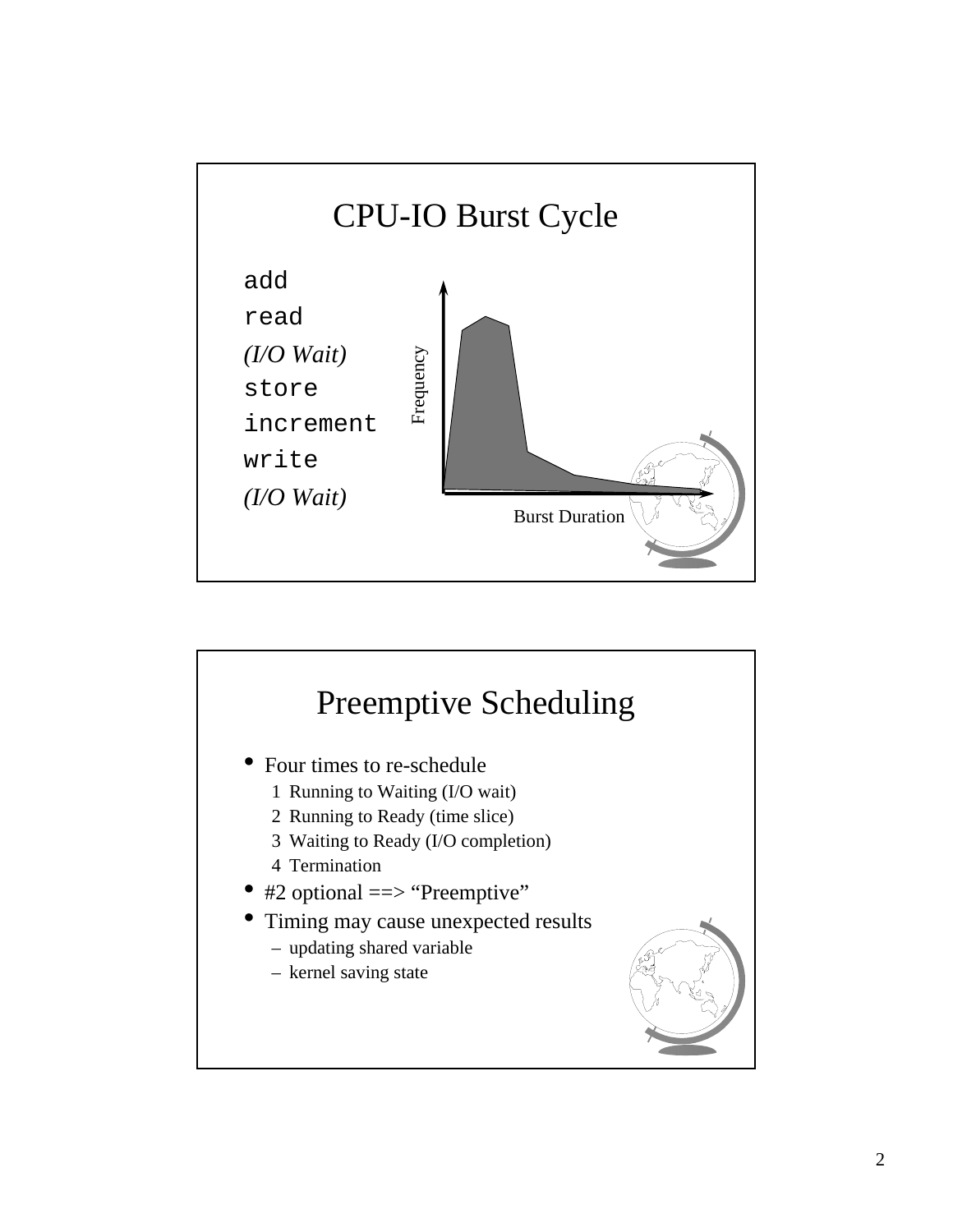## CPU-IO Burst Cycle

```
add
read
```
*(I/O Wait)*
```
store
increment
write
```
*(I/O Wait)*

Frequency

Burst Duration

## Preemptive Scheduling

- Four times to re-schedule
  1. Running to Waiting (I/O wait)
  2. Running to Ready (time slice)
  3. Waiting to Ready (I/O completion)
  4. Termination
- #2 optional ==> "Preemptive"
- Timing may cause unexpected results
  - updating shared variable
  - kernel saving state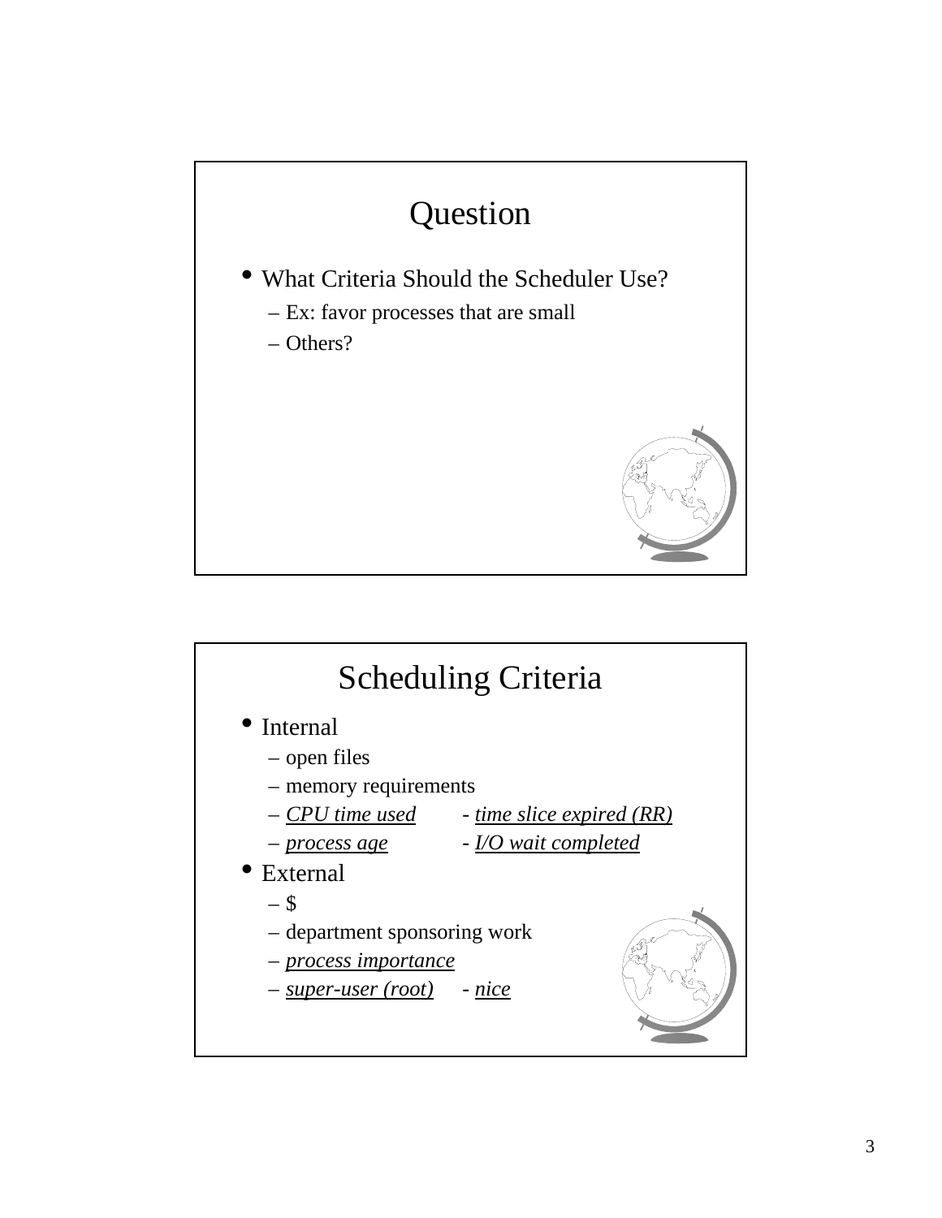## Question

- What Criteria Should the Scheduler Use?
  - Ex: favor processes that are small
  - Others?

## Scheduling Criteria

- Internal
  - open files
  - memory requirements
  - *CPU time used* - *time slice expired (RR)*
  - *process age* - *I/O wait completed*
- External
  - $
  - department sponsoring work
  - *process importance*
  - *super-user (root)* - *nice*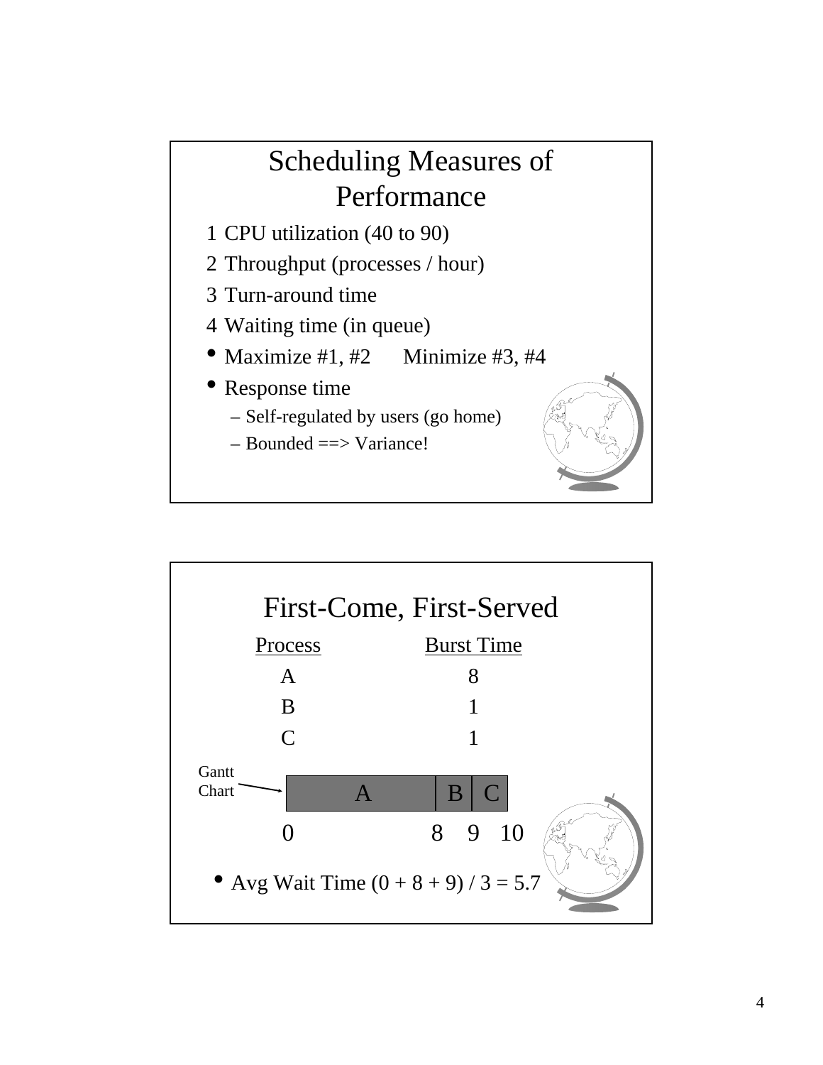# Scheduling Measures of Performance

1. CPU utilization (40 to 90)
2. Throughput (processes / hour)
3. Turn-around time
4. Waiting time (in queue)

- Maximize #1, #2 Minimize #3, #4
- Response time
  - Self-regulated by users (go home)
  - Bounded ==> Variance!

# First-Come, First-Served

| Process | Burst Time |
| --- | --- |
| A | 8 |
| B | 1 |
| C | 1 |

Gantt Chart

| A | B | C |
| --- | --- | --- |

0 8 9 10

- Avg Wait Time (0 + 8 + 9) / 3 = 5.7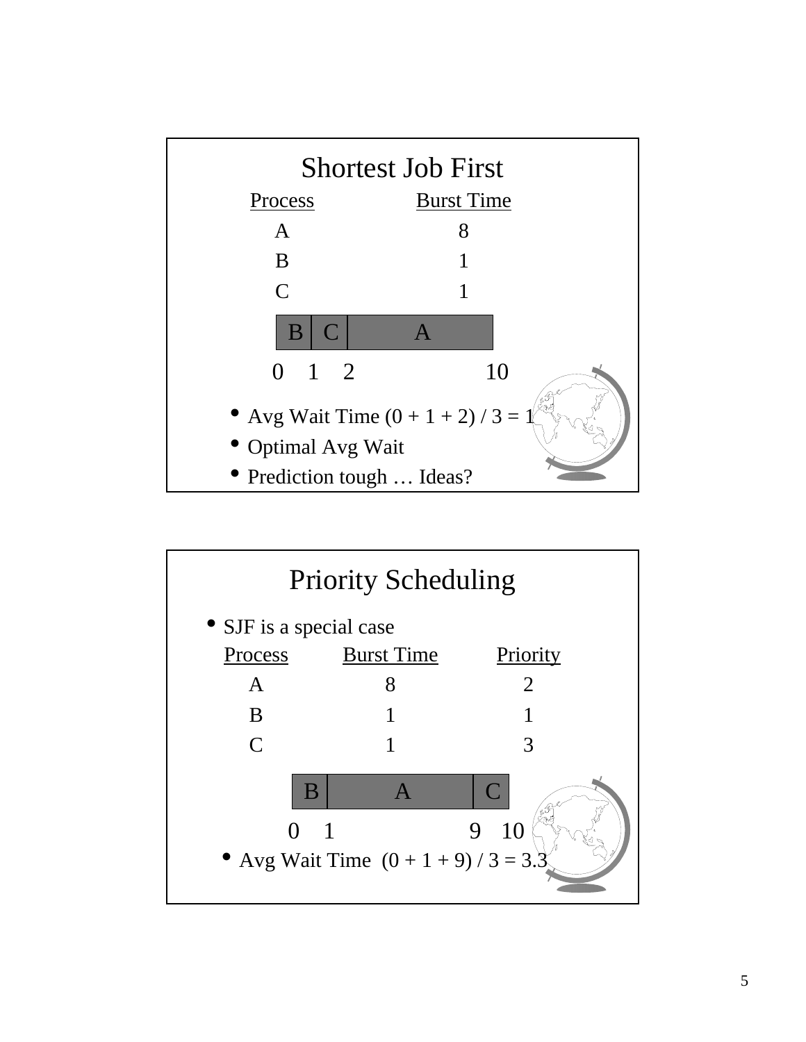## Shortest Job First

| Process | Burst Time |
|---|---|
| A | 8 |
| B | 1 |
| C | 1 |

| B | C | A |
|---|---|---|
| 0 | 1 | 2 — 10 |

- Avg Wait Time (0 + 1 + 2) / 3 = 1
- Optimal Avg Wait
- Prediction tough … Ideas?

## Priority Scheduling

- SJF is a special case

| Process | Burst Time | Priority |
|---|---|---|
| A | 8 | 2 |
| B | 1 | 1 |
| C | 1 | 3 |

| B | A | C |
|---|---|---|
| 0 | 1 | 9 — 10 |

- Avg Wait Time (0 + 1 + 9) / 3 = 3.3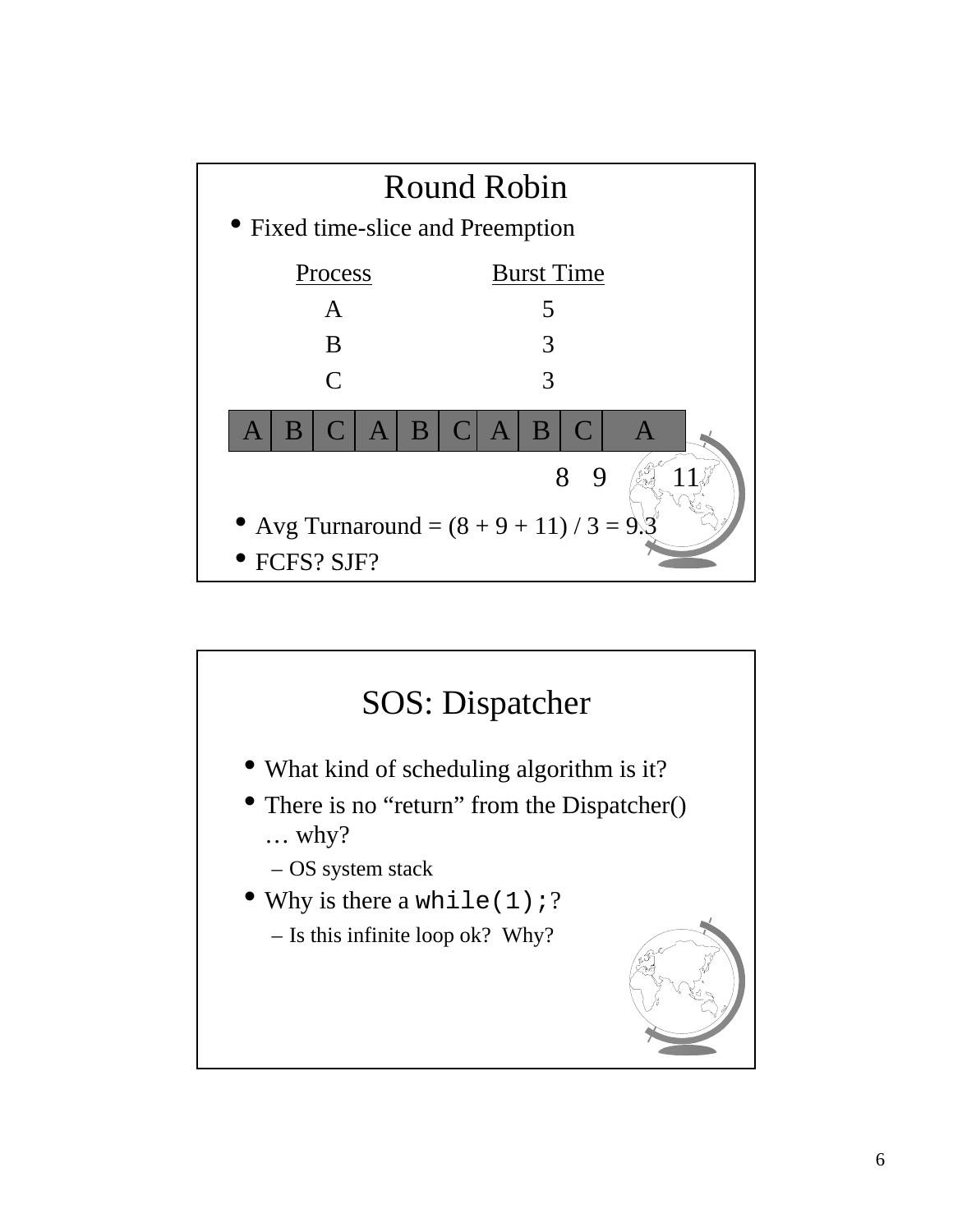## Round Robin

- Fixed time-slice and Preemption

| Process | Burst Time |
|---|---|
| A | 5 |
| B | 3 |
| C | 3 |

| A | B | C | A | B | C | A | B | C | A |
|---|---|---|---|---|---|---|---|---|---|

8 9 11

- Avg Turnaround = (8 + 9 + 11) / 3 = 9.3
- FCFS? SJF?

## SOS: Dispatcher

- What kind of scheduling algorithm is it?
- There is no “return” from the Dispatcher() … why?
  - OS system stack
- Why is there a `while(1);`?
  - Is this infinite loop ok? Why?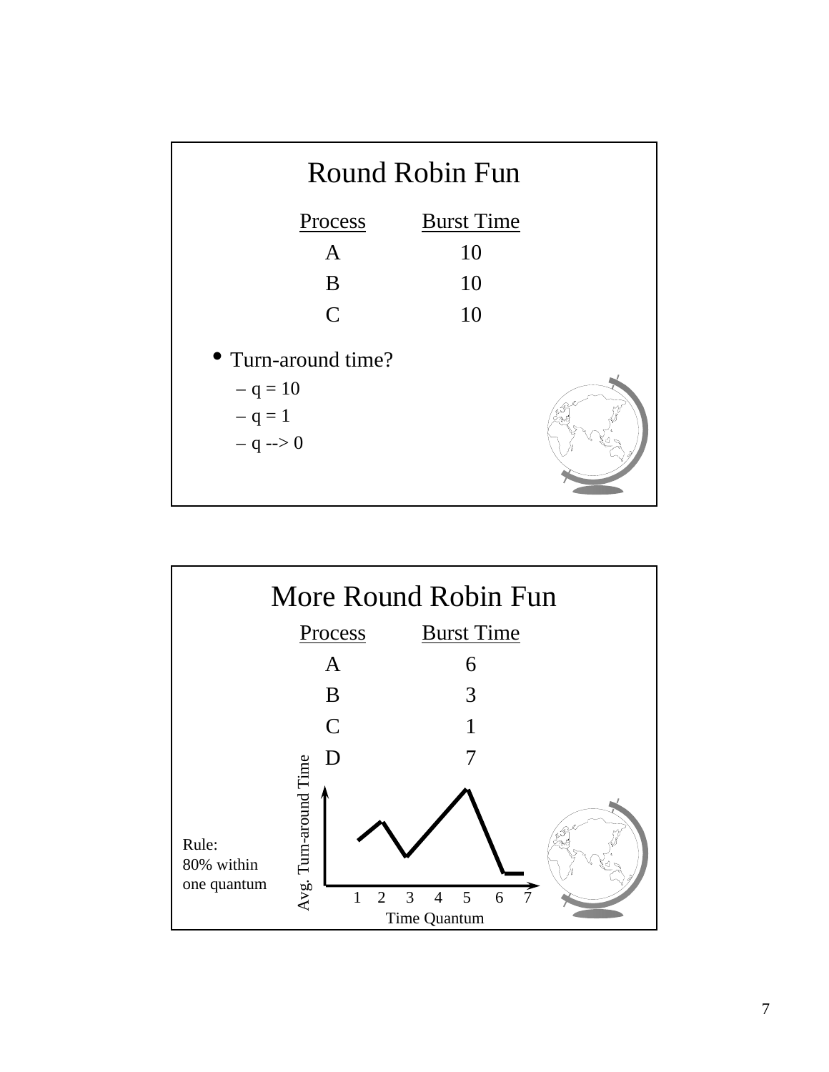## Round Robin Fun

| Process | Burst Time |
|---|---|
| A | 10 |
| B | 10 |
| C | 10 |

- Turn-around time?
  - q = 10
  - q = 1
  - q --> 0

## More Round Robin Fun

| Process | Burst Time |
|---|---|
| A | 6 |
| B | 3 |
| C | 1 |
| D | 7 |

Avg. Turn-around Time

1 2 3 4 5 6 7

Time Quantum

Rule:
80% within
one quantum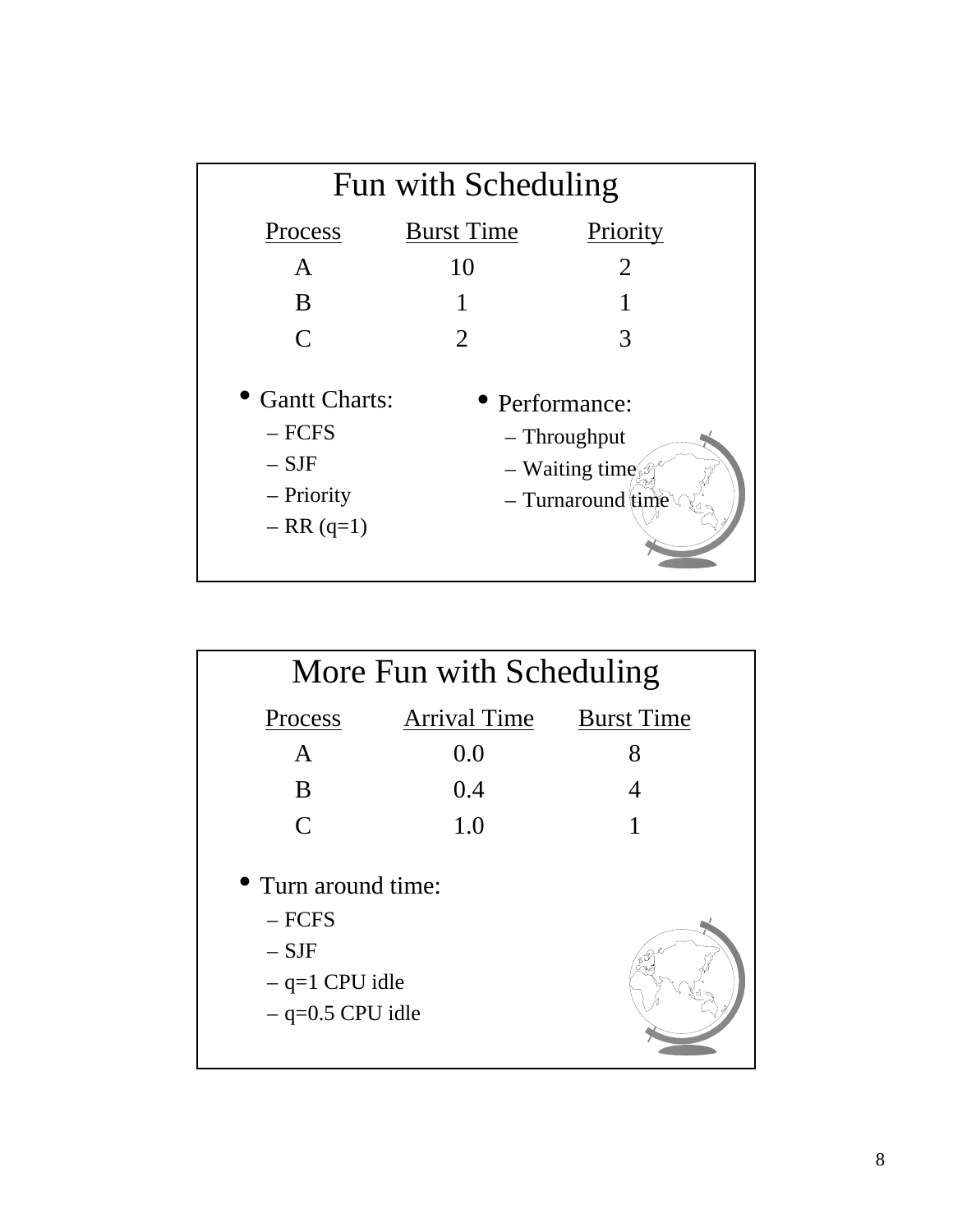## Fun with Scheduling

| Process | Burst Time | Priority |
|---|---|---|
| A | 10 | 2 |
| B | 1 | 1 |
| C | 2 | 3 |

- Gantt Charts:
  - FCFS
  - SJF
  - Priority
  - RR (q=1)
- Performance:
  - Throughput
  - Waiting time
  - Turnaround time

## More Fun with Scheduling

| Process | Arrival Time | Burst Time |
|---|---|---|
| A | 0.0 | 8 |
| B | 0.4 | 4 |
| C | 1.0 | 1 |

- Turn around time:
  - FCFS
  - SJF
  - q=1 CPU idle
  - q=0.5 CPU idle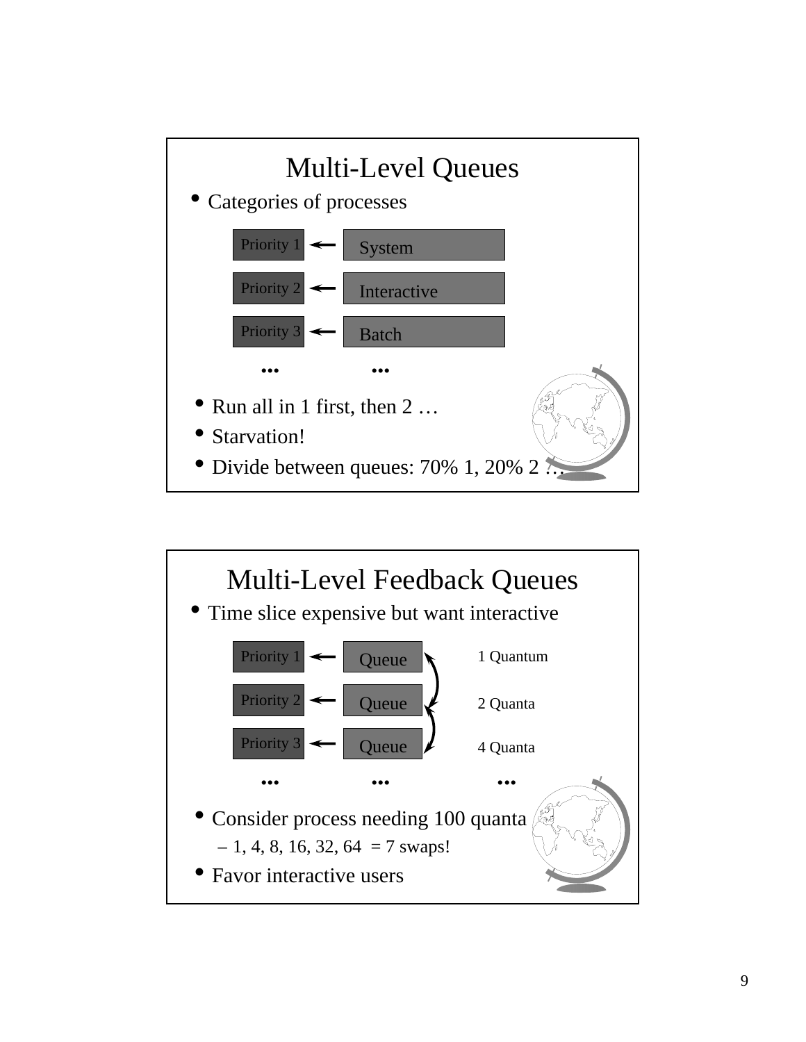## Multi-Level Queues

- Categories of processes

| | | |
|---|---|---|
| Priority 1 | ← | System |
| Priority 2 | ← | Interactive |
| Priority 3 | ← | Batch |
| ... | | ... |

- Run all in 1 first, then 2 …
- Starvation!
- Divide between queues: 70% 1, 20% 2 …

## Multi-Level Feedback Queues

- Time slice expensive but want interactive

| | | | |
|---|---|---|---|
| Priority 1 | ← | Queue | 1 Quantum |
| Priority 2 | ← | Queue | 2 Quanta |
| Priority 3 | ← | Queue | 4 Quanta |
| ... | | ... | ... |

- Consider process needing 100 quanta
  - 1, 4, 8, 16, 32, 64 = 7 swaps!
- Favor interactive users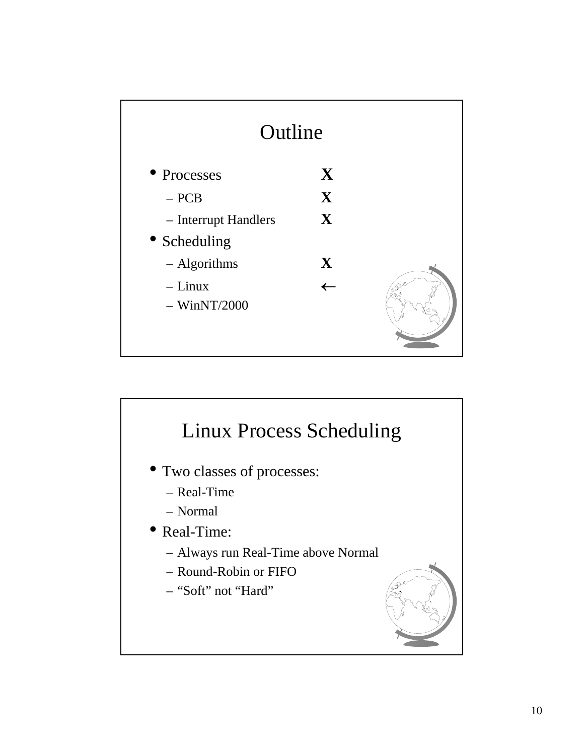# Outline

- Processes **X**
  - PCB **X**
  - Interrupt Handlers **X**
- Scheduling
  - Algorithms **X**
  - Linux ←
  - WinNT/2000

# Linux Process Scheduling

- Two classes of processes:
  - Real-Time
  - Normal
- Real-Time:
  - Always run Real-Time above Normal
  - Round-Robin or FIFO
  - "Soft" not "Hard"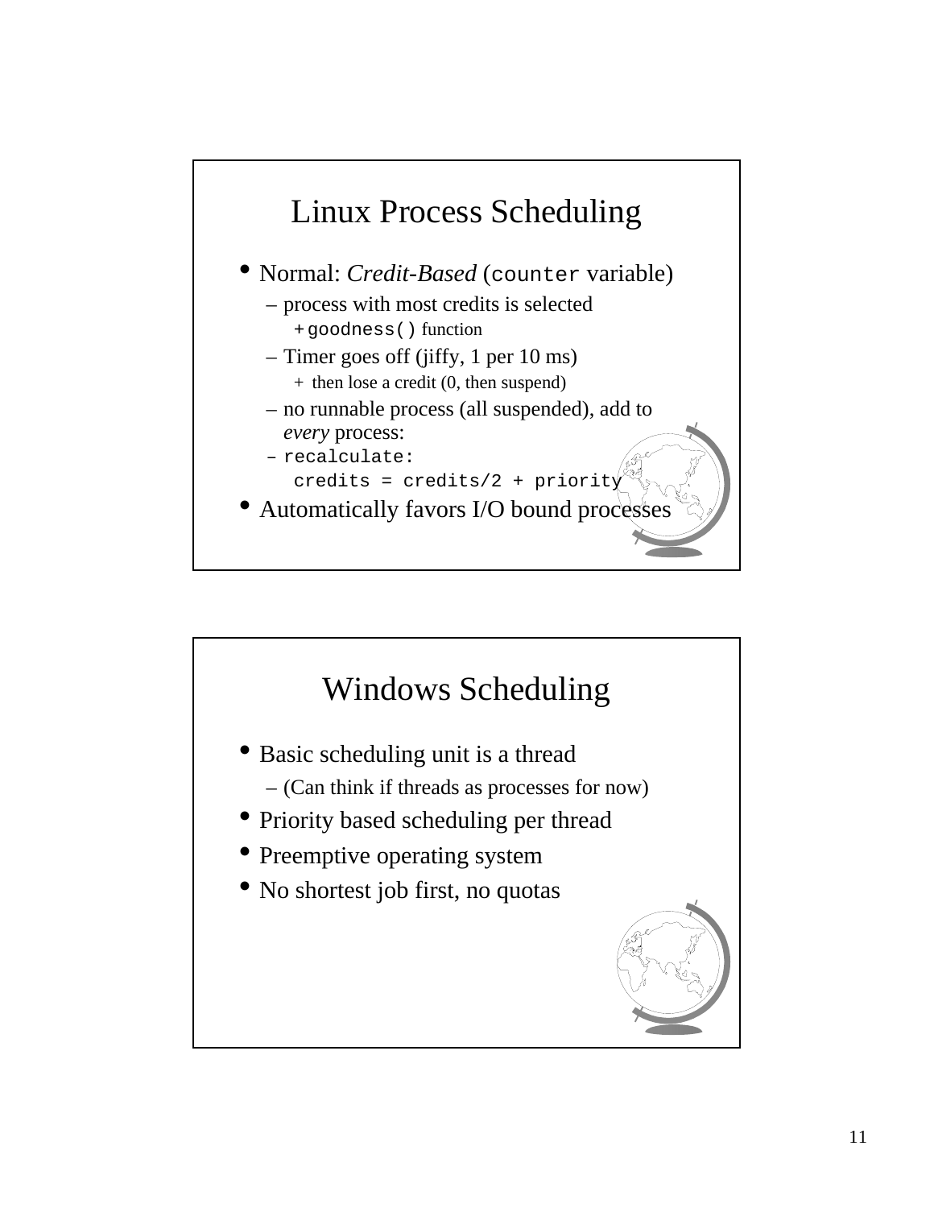## Linux Process Scheduling

- Normal: *Credit-Based* (`counter` variable)
  - process with most credits is selected
    - `goodness()` function
  - Timer goes off (jiffy, 1 per 10 ms)
    - then lose a credit (0, then suspend)
  - no runnable process (all suspended), add to *every* process:
  - `recalculate:`
    `credits = credits/2 + priority`
- Automatically favors I/O bound processes

## Windows Scheduling

- Basic scheduling unit is a thread
  - (Can think if threads as processes for now)
- Priority based scheduling per thread
- Preemptive operating system
- No shortest job first, no quotas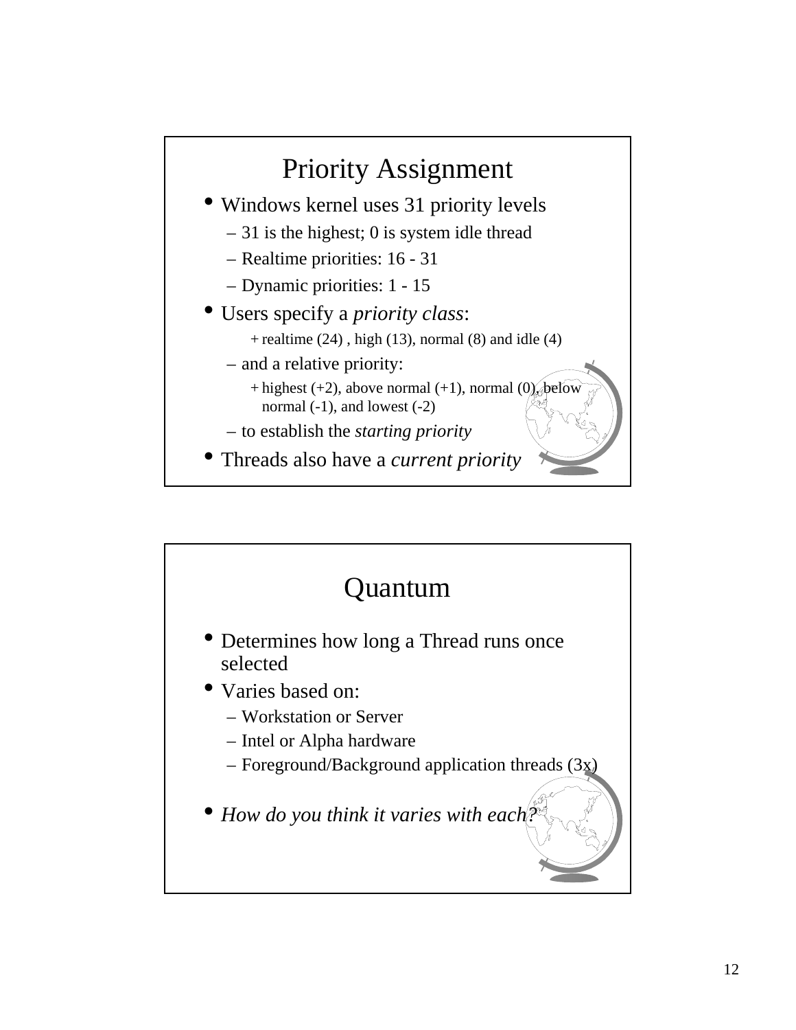## Priority Assignment

- Windows kernel uses 31 priority levels
  - 31 is the highest; 0 is system idle thread
  - Realtime priorities: 16 - 31
  - Dynamic priorities: 1 - 15
- Users specify a *priority class*:
  - + realtime (24) , high (13), normal (8) and idle (4)
  - and a relative priority:
    - + highest (+2), above normal (+1), normal (0), below normal (-1), and lowest (-2)
  - to establish the *starting priority*
- Threads also have a *current priority*

## Quantum

- Determines how long a Thread runs once selected
- Varies based on:
  - Workstation or Server
  - Intel or Alpha hardware
  - Foreground/Background application threads (3x)
- *How do you think it varies with each?*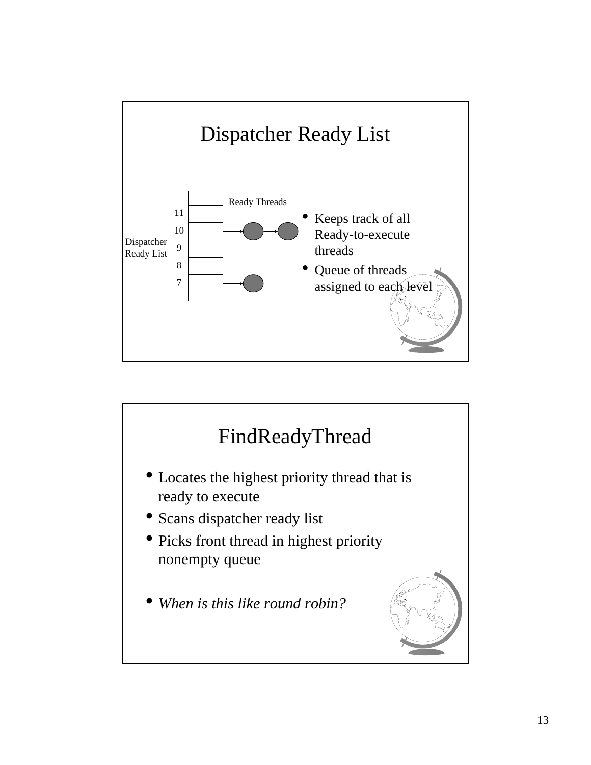# Dispatcher Ready List

Ready Threads

Dispatcher Ready List

11
10
9
8
7

- Keeps track of all Ready-to-execute threads
- Queue of threads assigned to each level

# FindReadyThread

- Locates the highest priority thread that is ready to execute
- Scans dispatcher ready list
- Picks front thread in highest priority nonempty queue

- *When is this like round robin?*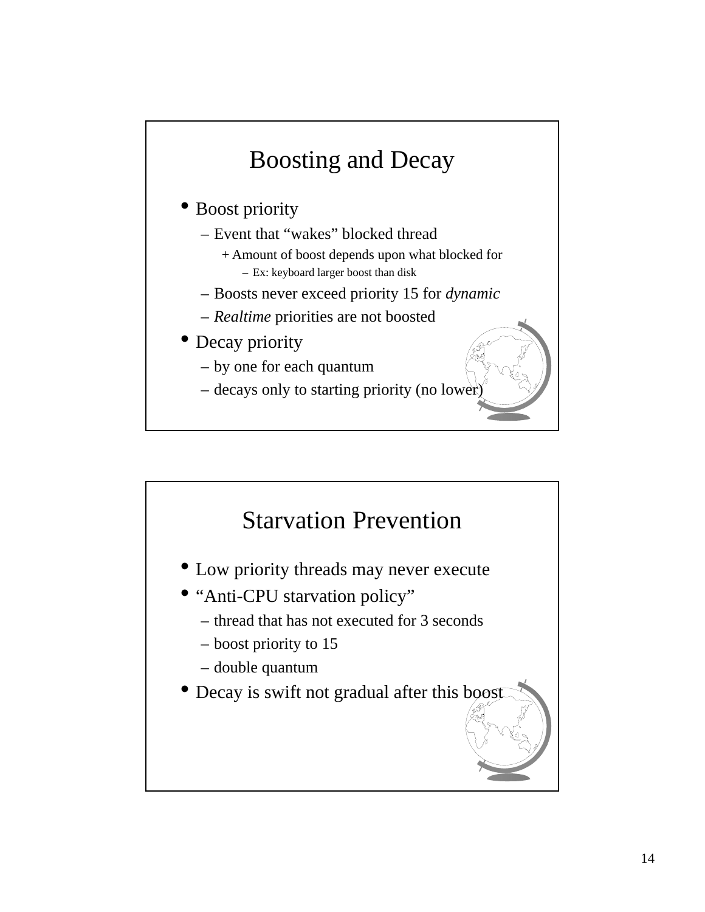# Boosting and Decay

- Boost priority
  - Event that "wakes" blocked thread
    - + Amount of boost depends upon what blocked for
      - Ex: keyboard larger boost than disk
  - Boosts never exceed priority 15 for *dynamic*
  - *Realtime* priorities are not boosted
- Decay priority
  - by one for each quantum
  - decays only to starting priority (no lower)

# Starvation Prevention

- Low priority threads may never execute
- "Anti-CPU starvation policy"
  - thread that has not executed for 3 seconds
  - boost priority to 15
  - double quantum
- Decay is swift not gradual after this boost